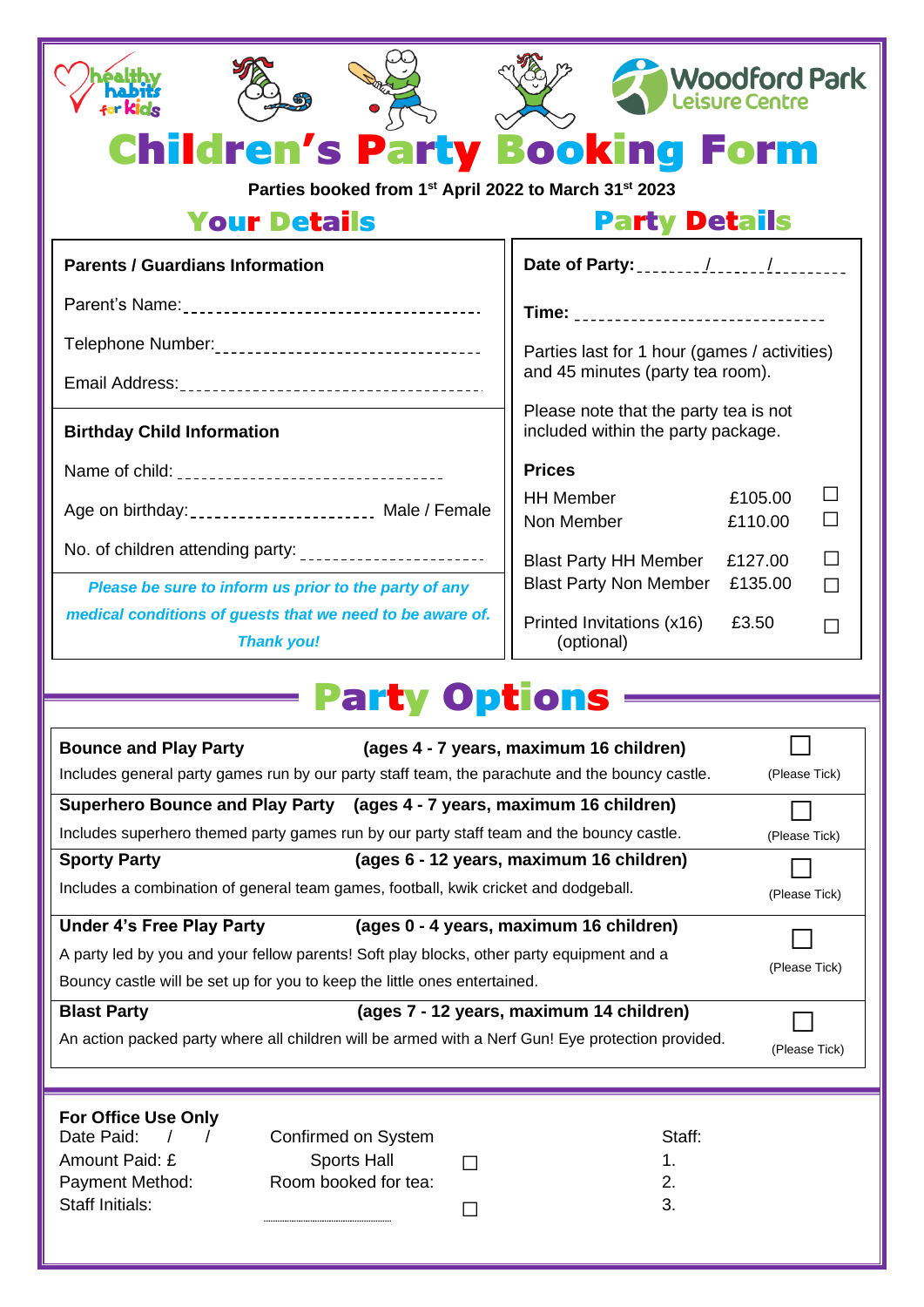# Children's Party Booking Form

**Parties booked from 1st April 2022 to March 31st 2023**

## Your Details

**Parents / Guardians Information**

Parent's Name:____________________________________

Telephone Number:________________________________

Email Address:____________________________________

**Birthday Child Information**

Name of child: ______________________________

Age on birthday:______________________ Male / Female

No. of children attending party: ______________________

***Please be sure to inform us prior to the party of any medical conditions of guests that we need to be aware of. Thank you!***

## Party Details

**Date of Party:**________/______/________

**Time:** _____________________________

Parties last for 1 hour (games / activities) and 45 minutes (party tea room).

Please note that the party tea is not included within the party package.

**Prices**

| | | |
|---|---|---|
| HH Member | £105.00 | ☐ |
| Non Member | £110.00 | ☐ |
| Blast Party HH Member | £127.00 | ☐ |
| Blast Party Non Member | £135.00 | ☐ |
| Printed Invitations (x16) (optional) | £3.50 | ☐ |

## Party Options

| | |
|---|---|
| **Bounce and Play Party** **(ages 4 - 7 years, maximum 16 children)**<br>Includes general party games run by our party staff team, the parachute and the bouncy castle. | ☐ (Please Tick) |
| **Superhero Bounce and Play Party** **(ages 4 - 7 years, maximum 16 children)**<br>Includes superhero themed party games run by our party staff team and the bouncy castle. | ☐ (Please Tick) |
| **Sporty Party** **(ages 6 - 12 years, maximum 16 children)**<br>Includes a combination of general team games, football, kwik cricket and dodgeball. | ☐ (Please Tick) |
| **Under 4's Free Play Party** **(ages 0 - 4 years, maximum 16 children)**<br>A party led by you and your fellow parents! Soft play blocks, other party equipment and a Bouncy castle will be set up for you to keep the little ones entertained. | ☐ (Please Tick) |
| **Blast Party** **(ages 7 - 12 years, maximum 14 children)**<br>An action packed party where all children will be armed with a Nerf Gun! Eye protection provided. | ☐ (Please Tick) |

**For Office Use Only**

| | | | |
|---|---|---|---|
| Date Paid: / / | Confirmed on System | | Staff: |
| Amount Paid: £ | Sports Hall | ☐ | 1. |
| Payment Method: | Room booked for tea: | | 2. |
| Staff Initials: | ............................ | ☐ | 3. |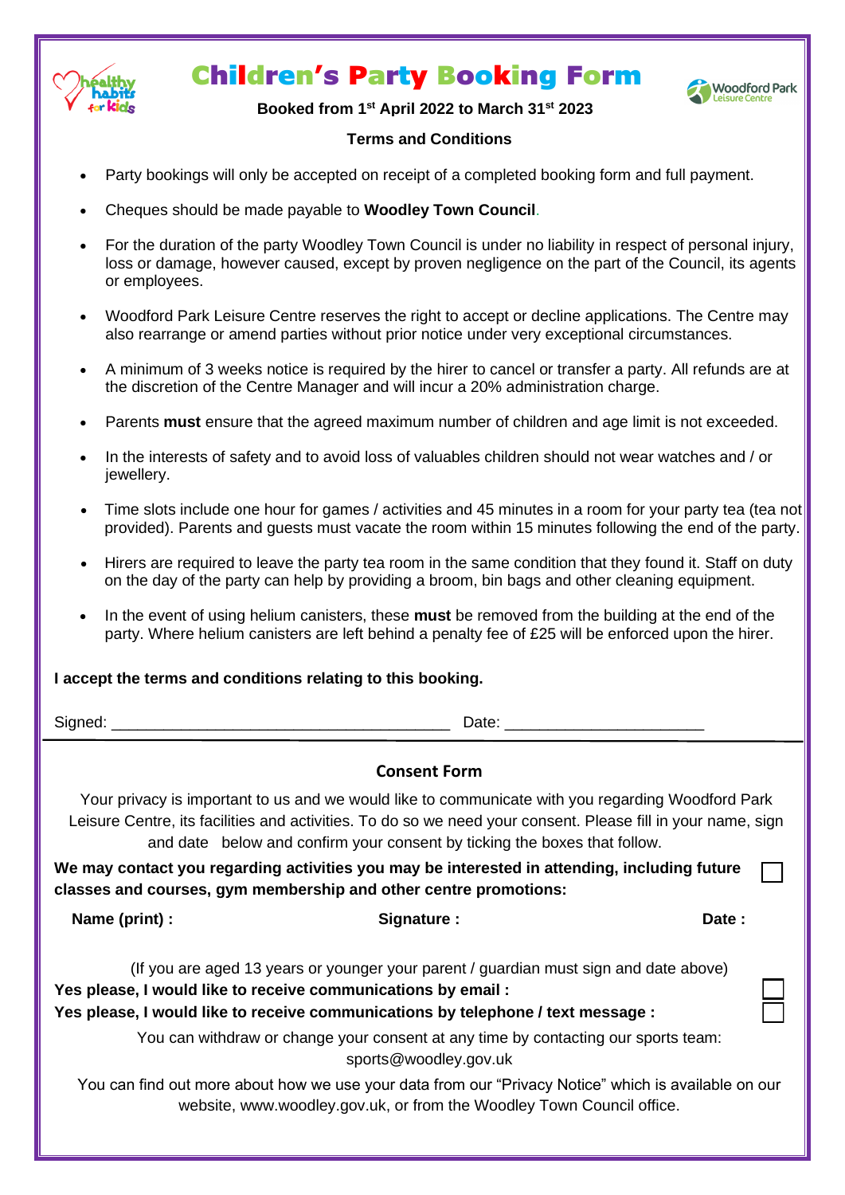# Children's Party Booking Form

**Booked from 1st April 2022 to March 31st 2023**

### Terms and Conditions

- Party bookings will only be accepted on receipt of a completed booking form and full payment.
- Cheques should be made payable to **Woodley Town Council**.
- For the duration of the party Woodley Town Council is under no liability in respect of personal injury, loss or damage, however caused, except by proven negligence on the part of the Council, its agents or employees.
- Woodford Park Leisure Centre reserves the right to accept or decline applications. The Centre may also rearrange or amend parties without prior notice under very exceptional circumstances.
- A minimum of 3 weeks notice is required by the hirer to cancel or transfer a party. All refunds are at the discretion of the Centre Manager and will incur a 20% administration charge.
- Parents **must** ensure that the agreed maximum number of children and age limit is not exceeded.
- In the interests of safety and to avoid loss of valuables children should not wear watches and / or jewellery.
- Time slots include one hour for games / activities and 45 minutes in a room for your party tea (tea not provided). Parents and guests must vacate the room within 15 minutes following the end of the party.
- Hirers are required to leave the party tea room in the same condition that they found it. Staff on duty on the day of the party can help by providing a broom, bin bags and other cleaning equipment.
- In the event of using helium canisters, these **must** be removed from the building at the end of the party. Where helium canisters are left behind a penalty fee of £25 will be enforced upon the hirer.

**I accept the terms and conditions relating to this booking.**

Signed: ______________________________________ Date: ______________________

### Consent Form

Your privacy is important to us and we would like to communicate with you regarding Woodford Park Leisure Centre, its facilities and activities. To do so we need your consent. Please fill in your name, sign and date below and confirm your consent by ticking the boxes that follow.

**We may contact you regarding activities you may be interested in attending, including future classes and courses, gym membership and other centre promotions:** ☐

**Name (print) :** **Signature :** **Date :**

(If you are aged 13 years or younger your parent / guardian must sign and date above)

**Yes please, I would like to receive communications by email :** ☐

**Yes please, I would like to receive communications by telephone / text message :** ☐

You can withdraw or change your consent at any time by contacting our sports team: sports@woodley.gov.uk

You can find out more about how we use your data from our "Privacy Notice" which is available on our website, www.woodley.gov.uk, or from the Woodley Town Council office.